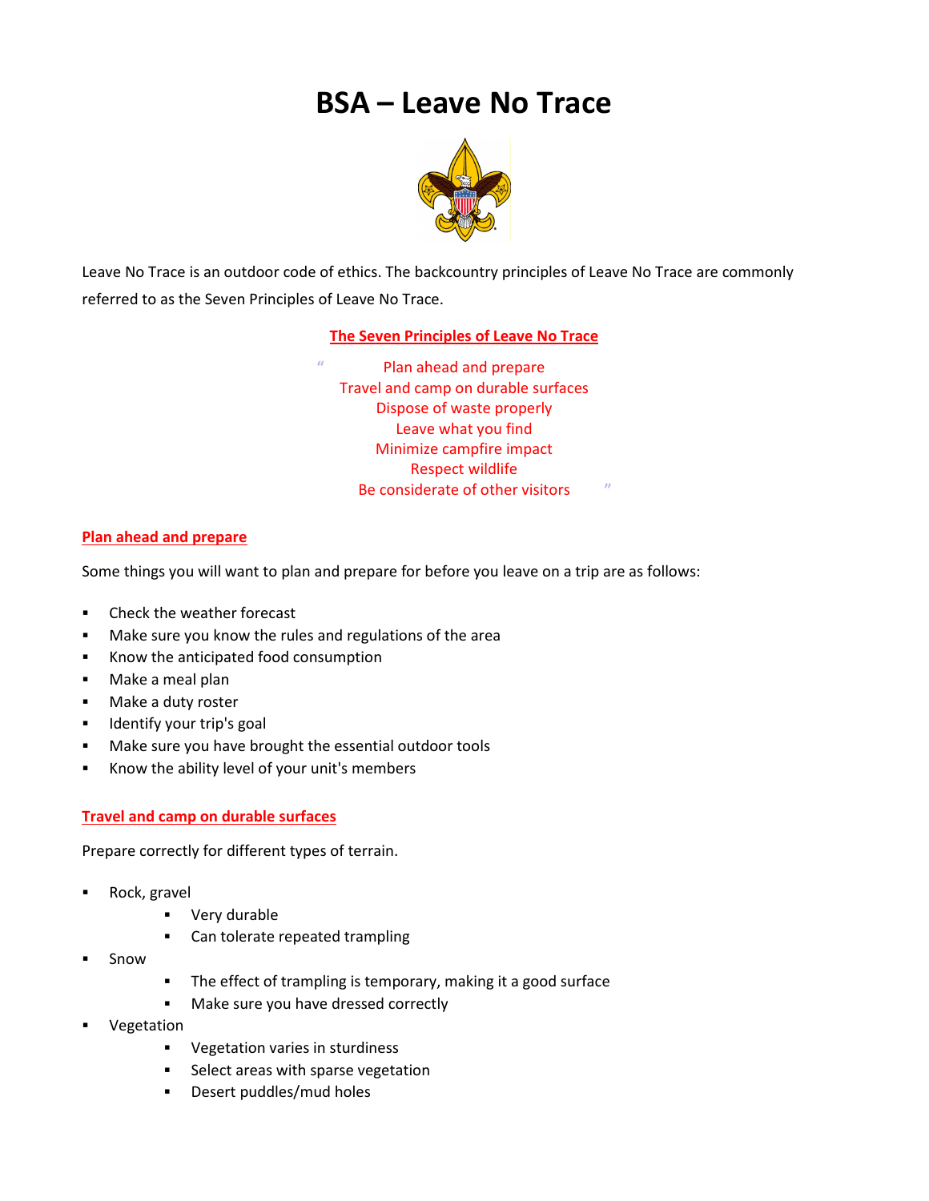# BSA – Leave No Trace

Leave No Trace is an outdoor code of ethics. The backcountry principles of Leave No Trace are commonly referred to as the Seven Principles of Leave No Trace.

**The Seven Principles of Leave No Trace**

> Plan ahead and prepare
> Travel and camp on durable surfaces
> Dispose of waste properly
> Leave what you find
> Minimize campfire impact
> Respect wildlife
> Be considerate of other visitors

## Plan ahead and prepare

Some things you will want to plan and prepare for before you leave on a trip are as follows:

- Check the weather forecast
- Make sure you know the rules and regulations of the area
- Know the anticipated food consumption
- Make a meal plan
- Make a duty roster
- Identify your trip's goal
- Make sure you have brought the essential outdoor tools
- Know the ability level of your unit's members

## Travel and camp on durable surfaces

Prepare correctly for different types of terrain.

- Rock, gravel
  - Very durable
  - Can tolerate repeated trampling
- Snow
  - The effect of trampling is temporary, making it a good surface
  - Make sure you have dressed correctly
- Vegetation
  - Vegetation varies in sturdiness
  - Select areas with sparse vegetation
  - Desert puddles/mud holes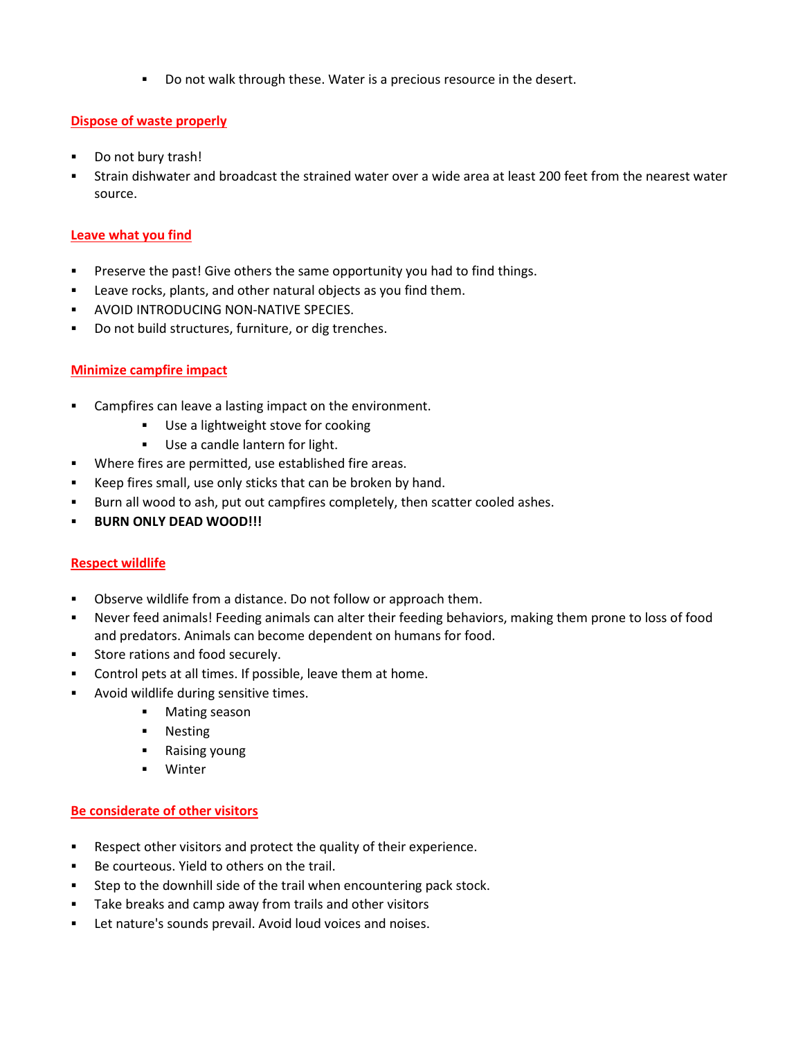- Do not walk through these. Water is a precious resource in the desert.

**Dispose of waste properly**

- Do not bury trash!
- Strain dishwater and broadcast the strained water over a wide area at least 200 feet from the nearest water source.

**Leave what you find**

- Preserve the past! Give others the same opportunity you had to find things.
- Leave rocks, plants, and other natural objects as you find them.
- AVOID INTRODUCING NON-NATIVE SPECIES.
- Do not build structures, furniture, or dig trenches.

**Minimize campfire impact**

- Campfires can leave a lasting impact on the environment.
    - Use a lightweight stove for cooking
    - Use a candle lantern for light.
- Where fires are permitted, use established fire areas.
- Keep fires small, use only sticks that can be broken by hand.
- Burn all wood to ash, put out campfires completely, then scatter cooled ashes.
- **BURN ONLY DEAD WOOD!!!**

**Respect wildlife**

- Observe wildlife from a distance. Do not follow or approach them.
- Never feed animals! Feeding animals can alter their feeding behaviors, making them prone to loss of food and predators. Animals can become dependent on humans for food.
- Store rations and food securely.
- Control pets at all times. If possible, leave them at home.
- Avoid wildlife during sensitive times.
    - Mating season
    - Nesting
    - Raising young
    - Winter

**Be considerate of other visitors**

- Respect other visitors and protect the quality of their experience.
- Be courteous. Yield to others on the trail.
- Step to the downhill side of the trail when encountering pack stock.
- Take breaks and camp away from trails and other visitors
- Let nature's sounds prevail. Avoid loud voices and noises.